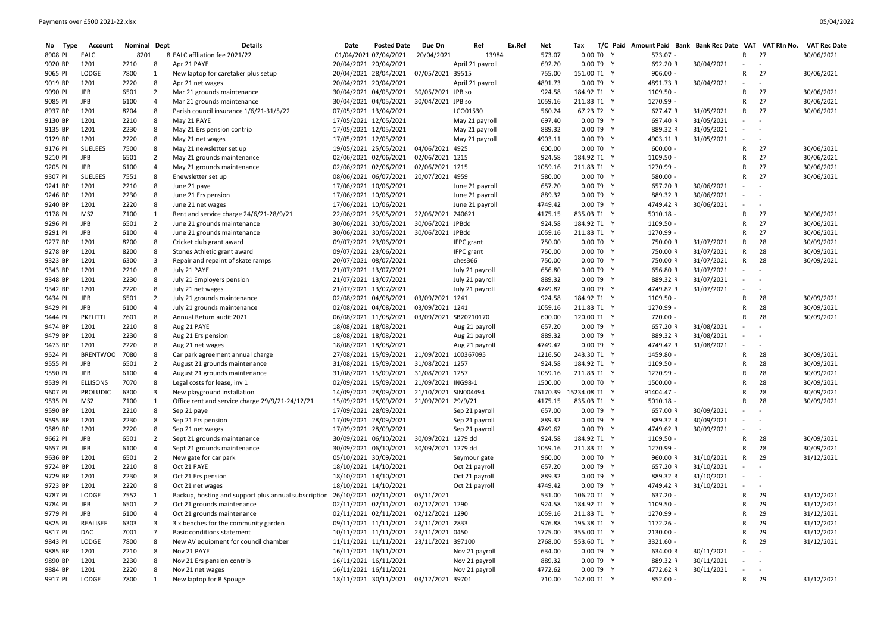| No | Type | Account | Nominal | Dept | Details | Date | Posted Date | Due On | Ref | Ex.Ref | Net | Tax | T/C | Paid | Amount Paid | Bank | Bank Rec Date | VAT | VAT Rtn No. | VAT Rec Date |
|---|---|---|---|---|---|---|---|---|---|---|---|---|---|---|---|---|---|---|---|---|
| 8908 | PI | EALC | 8201 | 8 | EALC affliation fee 2021/22 | 01/04/2021 | 07/04/2021 | 20/04/2021 | 13984 | | 573.07 | 0.00 | T0 | Y | 573.07 | - | | R | 27 | 30/06/2021 |
| 9020 | BP | 1201 | 2210 | 8 | Apr 21 PAYE | 20/04/2021 | 20/04/2021 | | April 21 payroll | | 692.20 | 0.00 | T9 | Y | 692.20 | R | 30/04/2021 | - | - | |
| 9065 | PI | LODGE | 7800 | 1 | New laptop for caretaker plus setup | 20/04/2021 | 28/04/2021 | 07/05/2021 | 39515 | | 755.00 | 151.00 | T1 | Y | 906.00 | - | | R | 27 | 30/06/2021 |
| 9019 | BP | 1201 | 2220 | 8 | Apr 21 net wages | 20/04/2021 | 20/04/2021 | | April 21 payroll | | 4891.73 | 0.00 | T9 | Y | 4891.73 | R | 30/04/2021 | - | - | |
| 9090 | PI | JPB | 6501 | 2 | Mar 21 grounds maintenance | 30/04/2021 | 04/05/2021 | 30/05/2021 | JPB so | | 924.58 | 184.92 | T1 | Y | 1109.50 | - | | R | 27 | 30/06/2021 |
| 9085 | PI | JPB | 6100 | 4 | Mar 21 grounds maintenance | 30/04/2021 | 04/05/2021 | 30/04/2021 | JPB so | | 1059.16 | 211.83 | T1 | Y | 1270.99 | - | | R | 27 | 30/06/2021 |
| 8937 | BP | 1201 | 8204 | 8 | Parish council insurance 1/6/21-31/5/22 | 07/05/2021 | 13/04/2021 | | LCO01530 | | 560.24 | 67.23 | T2 | Y | 627.47 | R | 31/05/2021 | R | 27 | 30/06/2021 |
| 9130 | BP | 1201 | 2210 | 8 | May 21 PAYE | 17/05/2021 | 12/05/2021 | | May 21 payroll | | 697.40 | 0.00 | T9 | Y | 697.40 | R | 31/05/2021 | - | - | |
| 9135 | BP | 1201 | 2230 | 8 | May 21 Ers pension contrip | 17/05/2021 | 12/05/2021 | | May 21 payroll | | 889.32 | 0.00 | T9 | Y | 889.32 | R | 31/05/2021 | - | - | |
| 9129 | BP | 1201 | 2220 | 8 | May 21 net wages | 17/05/2021 | 12/05/2021 | | May 21 payroll | | 4903.11 | 0.00 | T9 | Y | 4903.11 | R | 31/05/2021 | - | - | |
| 9176 | PI | SUELEES | 7500 | 8 | May 21 newsletter set up | 19/05/2021 | 25/05/2021 | 04/06/2021 | 4925 | | 600.00 | 0.00 | T0 | Y | 600.00 | - | | R | 27 | 30/06/2021 |
| 9210 | PI | JPB | 6501 | 2 | May 21 grounds maintenance | 02/06/2021 | 02/06/2021 | 02/06/2021 | 1215 | | 924.58 | 184.92 | T1 | Y | 1109.50 | - | | R | 27 | 30/06/2021 |
| 9205 | PI | JPB | 6100 | 4 | May 21 grounds maintenance | 02/06/2021 | 02/06/2021 | 02/06/2021 | 1215 | | 1059.16 | 211.83 | T1 | Y | 1270.99 | - | | R | 27 | 30/06/2021 |
| 9307 | PI | SUELEES | 7551 | 8 | Enewsletter set up | 08/06/2021 | 06/07/2021 | 20/07/2021 | 4959 | | 580.00 | 0.00 | T0 | Y | 580.00 | - | | R | 27 | 30/06/2021 |
| 9241 | BP | 1201 | 2210 | 8 | June 21 paye | 17/06/2021 | 10/06/2021 | | June 21 payroll | | 657.20 | 0.00 | T9 | Y | 657.20 | R | 30/06/2021 | - | - | |
| 9246 | BP | 1201 | 2230 | 8 | June 21 Ers pension | 17/06/2021 | 10/06/2021 | | June 21 payroll | | 889.32 | 0.00 | T9 | Y | 889.32 | R | 30/06/2021 | - | - | |
| 9240 | BP | 1201 | 2220 | 8 | June 21 net wages | 17/06/2021 | 10/06/2021 | | June 21 payroll | | 4749.42 | 0.00 | T9 | Y | 4749.42 | R | 30/06/2021 | - | - | |
| 9178 | PI | MS2 | 7100 | 1 | Rent and service charge 24/6/21-28/9/21 | 22/06/2021 | 25/05/2021 | 22/06/2021 | 240621 | | 4175.15 | 835.03 | T1 | Y | 5010.18 | - | | R | 27 | 30/06/2021 |
| 9296 | PI | JPB | 6501 | 2 | June 21 grounds maintenance | 30/06/2021 | 30/06/2021 | 30/06/2021 | JPBdd | | 924.58 | 184.92 | T1 | Y | 1109.50 | - | | R | 27 | 30/06/2021 |
| 9291 | PI | JPB | 6100 | 4 | June 21 grounds maintenance | 30/06/2021 | 30/06/2021 | 30/06/2021 | JPBdd | | 1059.16 | 211.83 | T1 | Y | 1270.99 | - | | R | 27 | 30/06/2021 |
| 9277 | BP | 1201 | 8200 | 8 | Cricket club grant award | 09/07/2021 | 23/06/2021 | | IFPC grant | | 750.00 | 0.00 | T0 | Y | 750.00 | R | 31/07/2021 | R | 28 | 30/09/2021 |
| 9278 | BP | 1201 | 8200 | 8 | Stones Athletic grant award | 09/07/2021 | 23/06/2021 | | IFPC grant | | 750.00 | 0.00 | T0 | Y | 750.00 | R | 31/07/2021 | R | 28 | 30/09/2021 |
| 9323 | BP | 1201 | 6300 | 3 | Repair and repaint of skate ramps | 20/07/2021 | 08/07/2021 | | ches366 | | 750.00 | 0.00 | T0 | Y | 750.00 | R | 31/07/2021 | R | 28 | 30/09/2021 |
| 9343 | BP | 1201 | 2210 | 8 | July 21 PAYE | 21/07/2021 | 13/07/2021 | | July 21 payroll | | 656.80 | 0.00 | T9 | Y | 656.80 | R | 31/07/2021 | - | - | |
| 9348 | BP | 1201 | 2230 | 8 | July 21 Employers pension | 21/07/2021 | 13/07/2021 | | July 21 payroll | | 889.32 | 0.00 | T9 | Y | 889.32 | R | 31/07/2021 | - | - | |
| 9342 | BP | 1201 | 2220 | 8 | July 21 net wages | 21/07/2021 | 13/07/2021 | | July 21 payroll | | 4749.82 | 0.00 | T9 | Y | 4749.82 | R | 31/07/2021 | - | - | |
| 9434 | PI | JPB | 6501 | 2 | July 21 grounds maintenance | 02/08/2021 | 04/08/2021 | 03/09/2021 | 1241 | | 924.58 | 184.92 | T1 | Y | 1109.50 | - | | R | 28 | 30/09/2021 |
| 9429 | PI | JPB | 6100 | 4 | July 21 grounds maintenance | 02/08/2021 | 04/08/2021 | 03/09/2021 | 1241 | | 1059.16 | 211.83 | T1 | Y | 1270.99 | - | | R | 28 | 30/09/2021 |
| 9444 | PI | PKFLITTL | 7601 | 8 | Annual Return audit 2021 | 06/08/2021 | 11/08/2021 | 03/09/2021 | SB20210170 | | 600.00 | 120.00 | T1 | Y | 720.00 | - | | R | 28 | 30/09/2021 |
| 9474 | BP | 1201 | 2210 | 8 | Aug 21 PAYE | 18/08/2021 | 18/08/2021 | | Aug 21 payroll | | 657.20 | 0.00 | T9 | Y | 657.20 | R | 31/08/2021 | - | - | |
| 9479 | BP | 1201 | 2230 | 8 | Aug 21 Ers pension | 18/08/2021 | 18/08/2021 | | Aug 21 payroll | | 889.32 | 0.00 | T9 | Y | 889.32 | R | 31/08/2021 | - | - | |
| 9473 | BP | 1201 | 2220 | 8 | Aug 21 net wages | 18/08/2021 | 18/08/2021 | | Aug 21 payroll | | 4749.42 | 0.00 | T9 | Y | 4749.42 | R | 31/08/2021 | - | - | |
| 9524 | PI | BRENTWOO | 7080 | 8 | Car park agreement annual charge | 27/08/2021 | 15/09/2021 | 21/09/2021 | 100367095 | | 1216.50 | 243.30 | T1 | Y | 1459.80 | - | | R | 28 | 30/09/2021 |
| 9555 | PI | JPB | 6501 | 2 | August 21 grounds maintenance | 31/08/2021 | 15/09/2021 | 31/08/2021 | 1257 | | 924.58 | 184.92 | T1 | Y | 1109.50 | - | | R | 28 | 30/09/2021 |
| 9550 | PI | JPB | 6100 | 4 | August 21 grounds maintenance | 31/08/2021 | 15/09/2021 | 31/08/2021 | 1257 | | 1059.16 | 211.83 | T1 | Y | 1270.99 | - | | R | 28 | 30/09/2021 |
| 9539 | PI | ELLISONS | 7070 | 8 | Legal costs for lease, inv 1 | 02/09/2021 | 15/09/2021 | 21/09/2021 | ING98-1 | | 1500.00 | 0.00 | T0 | Y | 1500.00 | - | | R | 28 | 30/09/2021 |
| 9607 | PI | PROLUDIC | 6300 | 3 | New playground installation | 14/09/2021 | 28/09/2021 | 21/10/2021 | SIN004494 | | 76170.39 | 15234.08 | T1 | Y | 91404.47 | - | | R | 28 | 30/09/2021 |
| 9535 | PI | MS2 | 7100 | 1 | Office rent and service charge 29/9/21-24/12/21 | 15/09/2021 | 15/09/2021 | 21/09/2021 | 29/9/21 | | 4175.15 | 835.03 | T1 | Y | 5010.18 | - | | R | 28 | 30/09/2021 |
| 9590 | BP | 1201 | 2210 | 8 | Sep 21 paye | 17/09/2021 | 28/09/2021 | | Sep 21 payroll | | 657.00 | 0.00 | T9 | Y | 657.00 | R | 30/09/2021 | - | - | |
| 9595 | BP | 1201 | 2230 | 8 | Sep 21 Ers pension | 17/09/2021 | 28/09/2021 | | Sep 21 payroll | | 889.32 | 0.00 | T9 | Y | 889.32 | R | 30/09/2021 | - | - | |
| 9589 | BP | 1201 | 2220 | 8 | Sep 21 net wages | 17/09/2021 | 28/09/2021 | | Sep 21 payroll | | 4749.62 | 0.00 | T9 | Y | 4749.62 | R | 30/09/2021 | - | - | |
| 9662 | PI | JPB | 6501 | 2 | Sept 21 grounds maintenance | 30/09/2021 | 06/10/2021 | 30/09/2021 | 1279 dd | | 924.58 | 184.92 | T1 | Y | 1109.50 | - | | R | 28 | 30/09/2021 |
| 9657 | PI | JPB | 6100 | 4 | Sept 21 grounds maintenance | 30/09/2021 | 06/10/2021 | 30/09/2021 | 1279 dd | | 1059.16 | 211.83 | T1 | Y | 1270.99 | - | | R | 28 | 30/09/2021 |
| 9636 | BP | 1201 | 6501 | 2 | New gate for car park | 05/10/2021 | 30/09/2021 | | Seymour gate | | 960.00 | 0.00 | T0 | Y | 960.00 | R | 31/10/2021 | R | 29 | 31/12/2021 |
| 9724 | BP | 1201 | 2210 | 8 | Oct 21 PAYE | 18/10/2021 | 14/10/2021 | | Oct 21 payroll | | 657.20 | 0.00 | T9 | Y | 657.20 | R | 31/10/2021 | - | - | |
| 9729 | BP | 1201 | 2230 | 8 | Oct 21 Ers pension | 18/10/2021 | 14/10/2021 | | Oct 21 payroll | | 889.32 | 0.00 | T9 | Y | 889.32 | R | 31/10/2021 | - | - | |
| 9723 | BP | 1201 | 2220 | 8 | Oct 21 net wages | 18/10/2021 | 14/10/2021 | | Oct 21 payroll | | 4749.42 | 0.00 | T9 | Y | 4749.42 | R | 31/10/2021 | - | - | |
| 9787 | PI | LODGE | 7552 | 1 | Backup, hosting and support plus annual subscription | 26/10/2021 | 02/11/2021 | 05/11/2021 | | | 531.00 | 106.20 | T1 | Y | 637.20 | - | | R | 29 | 31/12/2021 |
| 9784 | PI | JPB | 6501 | 2 | Oct 21 grounds maintenance | 02/11/2021 | 02/11/2021 | 02/12/2021 | 1290 | | 924.58 | 184.92 | T1 | Y | 1109.50 | - | | R | 29 | 31/12/2021 |
| 9779 | PI | JPB | 6100 | 4 | Oct 21 grounds maintenance | 02/11/2021 | 02/11/2021 | 02/12/2021 | 1290 | | 1059.16 | 211.83 | T1 | Y | 1270.99 | - | | R | 29 | 31/12/2021 |
| 9825 | PI | REALISEF | 6303 | 3 | 3 x benches for the community garden | 09/11/2021 | 11/11/2021 | 23/11/2021 | 2833 | | 976.88 | 195.38 | T1 | Y | 1172.26 | - | | R | 29 | 31/12/2021 |
| 9817 | PI | DAC | 7001 | 7 | Basic conditions statement | 10/11/2021 | 11/11/2021 | 23/11/2021 | 0450 | | 1775.00 | 355.00 | T1 | Y | 2130.00 | - | | R | 29 | 31/12/2021 |
| 9843 | PI | LODGE | 7800 | 8 | New AV equipment for council chamber | 11/11/2021 | 11/11/2021 | 23/11/2021 | 397100 | | 2768.00 | 553.60 | T1 | Y | 3321.60 | - | | R | 29 | 31/12/2021 |
| 9885 | BP | 1201 | 2210 | 8 | Nov 21 PAYE | 16/11/2021 | 16/11/2021 | | Nov 21 payroll | | 634.00 | 0.00 | T9 | Y | 634.00 | R | 30/11/2021 | - | - | |
| 9890 | BP | 1201 | 2230 | 8 | Nov 21 Ers pension contrib | 16/11/2021 | 16/11/2021 | | Nov 21 payroll | | 889.32 | 0.00 | T9 | Y | 889.32 | R | 30/11/2021 | - | - | |
| 9884 | BP | 1201 | 2220 | 8 | Nov 21 net wages | 16/11/2021 | 16/11/2021 | | Nov 21 payroll | | 4772.62 | 0.00 | T9 | Y | 4772.62 | R | 30/11/2021 | - | - | |
| 9917 | PI | LODGE | 7800 | 1 | New laptop for R Spouge | 18/11/2021 | 30/11/2021 | 03/12/2021 | 39701 | | 710.00 | 142.00 | T1 | Y | 852.00 | - | | R | 29 | 31/12/2021 |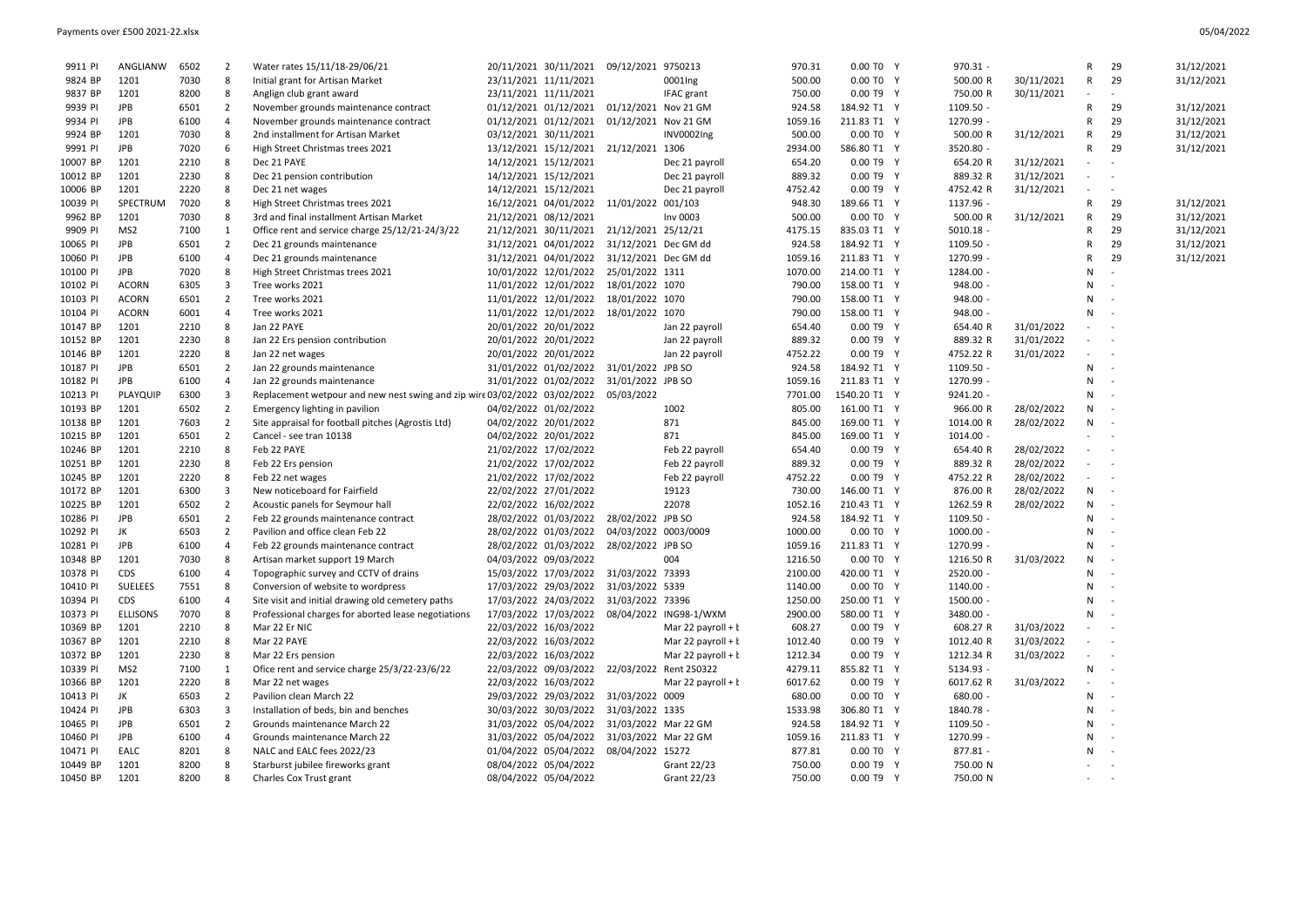| | | | | | | | | | | | | | | | | | | | |
|---|---|---|---|---|---|---|---|---|---|---|---|---|---|---|---|---|---|---|---|
| 9911 | PI | ANGLIANW | 6502 | 2 | Water rates 15/11/18-29/06/21 | 20/11/2021 | 30/11/2021 | 09/12/2021 | 9750213 | 970.31 | 0.00 | T0 | Y | 970.31 | - | | R | 29 | 31/12/2021 |
| 9824 | BP | 1201 | 7030 | 8 | Initial grant for Artisan Market | 23/11/2021 | 11/11/2021 | | 0001Ing | 500.00 | 0.00 | T0 | Y | 500.00 | R | 30/11/2021 | R | 29 | 31/12/2021 |
| 9837 | BP | 1201 | 8200 | 8 | Anglign club grant award | 23/11/2021 | 11/11/2021 | | IFAC grant | 750.00 | 0.00 | T9 | Y | 750.00 | R | 30/11/2021 | - | - | |
| 9939 | PI | JPB | 6501 | 2 | November grounds maintenance contract | 01/12/2021 | 01/12/2021 | 01/12/2021 | Nov 21 GM | 924.58 | 184.92 | T1 | Y | 1109.50 | - | | R | 29 | 31/12/2021 |
| 9934 | PI | JPB | 6100 | 4 | November grounds maintenance contract | 01/12/2021 | 01/12/2021 | 01/12/2021 | Nov 21 GM | 1059.16 | 211.83 | T1 | Y | 1270.99 | - | | R | 29 | 31/12/2021 |
| 9924 | BP | 1201 | 7030 | 8 | 2nd installment for Artisan Market | 03/12/2021 | 30/11/2021 | | INV0002Ing | 500.00 | 0.00 | T0 | Y | 500.00 | R | 31/12/2021 | R | 29 | 31/12/2021 |
| 9991 | PI | JPB | 7020 | 6 | High Street Christmas trees 2021 | 13/12/2021 | 15/12/2021 | 21/12/2021 | 1306 | 2934.00 | 586.80 | T1 | Y | 3520.80 | - | | R | 29 | 31/12/2021 |
| 10007 | BP | 1201 | 2210 | 8 | Dec 21 PAYE | 14/12/2021 | 15/12/2021 | | Dec 21 payroll | 654.20 | 0.00 | T9 | Y | 654.20 | R | 31/12/2021 | - | - | |
| 10012 | BP | 1201 | 2230 | 8 | Dec 21 pension contribution | 14/12/2021 | 15/12/2021 | | Dec 21 payroll | 889.32 | 0.00 | T9 | Y | 889.32 | R | 31/12/2021 | - | - | |
| 10006 | BP | 1201 | 2220 | 8 | Dec 21 net wages | 14/12/2021 | 15/12/2021 | | Dec 21 payroll | 4752.42 | 0.00 | T9 | Y | 4752.42 | R | 31/12/2021 | - | - | |
| 10039 | PI | SPECTRUM | 7020 | 8 | High Street Christmas trees 2021 | 16/12/2021 | 04/01/2022 | 11/01/2022 | 001/103 | 948.30 | 189.66 | T1 | Y | 1137.96 | - | | R | 29 | 31/12/2021 |
| 9962 | BP | 1201 | 7030 | 8 | 3rd and final installment Artisan Market | 21/12/2021 | 08/12/2021 | | Inv 0003 | 500.00 | 0.00 | T0 | Y | 500.00 | R | 31/12/2021 | R | 29 | 31/12/2021 |
| 9909 | PI | MS2 | 7100 | 1 | Office rent and service charge 25/12/21-24/3/22 | 21/12/2021 | 30/11/2021 | 21/12/2021 | 25/12/21 | 4175.15 | 835.03 | T1 | Y | 5010.18 | - | | R | 29 | 31/12/2021 |
| 10065 | PI | JPB | 6501 | 2 | Dec 21 grounds maintenance | 31/12/2021 | 04/01/2022 | 31/12/2021 | Dec GM dd | 924.58 | 184.92 | T1 | Y | 1109.50 | - | | R | 29 | 31/12/2021 |
| 10060 | PI | JPB | 6100 | 4 | Dec 21 grounds maintenance | 31/12/2021 | 04/01/2022 | 31/12/2021 | Dec GM dd | 1059.16 | 211.83 | T1 | Y | 1270.99 | - | | R | 29 | 31/12/2021 |
| 10100 | PI | JPB | 7020 | 8 | High Street Christmas trees 2021 | 10/01/2022 | 12/01/2022 | 25/01/2022 | 1311 | 1070.00 | 214.00 | T1 | Y | 1284.00 | - | | N | - | |
| 10102 | PI | ACORN | 6305 | 3 | Tree works 2021 | 11/01/2022 | 12/01/2022 | 18/01/2022 | 1070 | 790.00 | 158.00 | T1 | Y | 948.00 | - | | N | - | |
| 10103 | PI | ACORN | 6501 | 2 | Tree works 2021 | 11/01/2022 | 12/01/2022 | 18/01/2022 | 1070 | 790.00 | 158.00 | T1 | Y | 948.00 | - | | N | - | |
| 10104 | PI | ACORN | 6001 | 4 | Tree works 2021 | 11/01/2022 | 12/01/2022 | 18/01/2022 | 1070 | 790.00 | 158.00 | T1 | Y | 948.00 | - | | N | - | |
| 10147 | BP | 1201 | 2210 | 8 | Jan 22 PAYE | 20/01/2022 | 20/01/2022 | | Jan 22 payroll | 654.40 | 0.00 | T9 | Y | 654.40 | R | 31/01/2022 | - | - | |
| 10152 | BP | 1201 | 2230 | 8 | Jan 22 Ers pension contribution | 20/01/2022 | 20/01/2022 | | Jan 22 payroll | 889.32 | 0.00 | T9 | Y | 889.32 | R | 31/01/2022 | - | - | |
| 10146 | BP | 1201 | 2220 | 8 | Jan 22 net wages | 20/01/2022 | 20/01/2022 | | Jan 22 payroll | 4752.22 | 0.00 | T9 | Y | 4752.22 | R | 31/01/2022 | - | - | |
| 10187 | PI | JPB | 6501 | 2 | Jan 22 grounds maintenance | 31/01/2022 | 01/02/2022 | 31/01/2022 | JPB SO | 924.58 | 184.92 | T1 | Y | 1109.50 | - | | N | - | |
| 10182 | PI | JPB | 6100 | 4 | Jan 22 grounds maintenance | 31/01/2022 | 01/02/2022 | 31/01/2022 | JPB SO | 1059.16 | 211.83 | T1 | Y | 1270.99 | - | | N | - | |
| 10213 | PI | PLAYQUIP | 6300 | 3 | Replacement wetpour and new nest swing and zip wire | 03/02/2022 | 03/02/2022 | 05/03/2022 | | 7701.00 | 1540.20 | T1 | Y | 9241.20 | - | | N | - | |
| 10193 | BP | 1201 | 6502 | 2 | Emergency lighting in pavilion | 04/02/2022 | 01/02/2022 | | 1002 | 805.00 | 161.00 | T1 | Y | 966.00 | R | 28/02/2022 | N | - | |
| 10138 | BP | 1201 | 7603 | 2 | Site appraisal for football pitches (Agrostis Ltd) | 04/02/2022 | 20/01/2022 | | 871 | 845.00 | 169.00 | T1 | Y | 1014.00 | R | 28/02/2022 | N | - | |
| 10215 | BP | 1201 | 6501 | 2 | Cancel - see tran 10138 | 04/02/2022 | 20/01/2022 | | 871 | 845.00 | 169.00 | T1 | Y | 1014.00 | - | | - | - | |
| 10246 | BP | 1201 | 2210 | 8 | Feb 22 PAYE | 21/02/2022 | 17/02/2022 | | Feb 22 payroll | 654.40 | 0.00 | T9 | Y | 654.40 | R | 28/02/2022 | - | - | |
| 10251 | BP | 1201 | 2230 | 8 | Feb 22 Ers pension | 21/02/2022 | 17/02/2022 | | Feb 22 payroll | 889.32 | 0.00 | T9 | Y | 889.32 | R | 28/02/2022 | - | - | |
| 10245 | BP | 1201 | 2220 | 8 | Feb 22 net wages | 21/02/2022 | 17/02/2022 | | Feb 22 payroll | 4752.22 | 0.00 | T9 | Y | 4752.22 | R | 28/02/2022 | - | - | |
| 10172 | BP | 1201 | 6300 | 3 | New noticeboard for Fairfield | 22/02/2022 | 27/01/2022 | | 19123 | 730.00 | 146.00 | T1 | Y | 876.00 | R | 28/02/2022 | N | - | |
| 10225 | BP | 1201 | 6502 | 2 | Acoustic panels for Seymour hall | 22/02/2022 | 16/02/2022 | | 22078 | 1052.16 | 210.43 | T1 | Y | 1262.59 | R | 28/02/2022 | N | - | |
| 10286 | PI | JPB | 6501 | 2 | Feb 22 grounds maintenance contract | 28/02/2022 | 01/03/2022 | 28/02/2022 | JPB SO | 924.58 | 184.92 | T1 | Y | 1109.50 | - | | N | - | |
| 10292 | PI | JK | 6503 | 2 | Pavilion and office clean Feb 22 | 28/02/2022 | 01/03/2022 | 04/03/2022 | 0003/0009 | 1000.00 | 0.00 | T0 | Y | 1000.00 | - | | N | - | |
| 10281 | PI | JPB | 6100 | 4 | Feb 22 grounds maintenance contract | 28/02/2022 | 01/03/2022 | 28/02/2022 | JPB SO | 1059.16 | 211.83 | T1 | Y | 1270.99 | - | | N | - | |
| 10348 | BP | 1201 | 7030 | 8 | Artisan market support 19 March | 04/03/2022 | 09/03/2022 | | 004 | 1216.50 | 0.00 | T0 | Y | 1216.50 | R | 31/03/2022 | N | - | |
| 10378 | PI | CDS | 6100 | 4 | Topographic survey and CCTV of drains | 15/03/2022 | 17/03/2022 | 31/03/2022 | 73393 | 2100.00 | 420.00 | T1 | Y | 2520.00 | - | | N | - | |
| 10410 | PI | SUELEES | 7551 | 8 | Conversion of website to wordpress | 17/03/2022 | 29/03/2022 | 31/03/2022 | 5339 | 1140.00 | 0.00 | T0 | Y | 1140.00 | - | | N | - | |
| 10394 | PI | CDS | 6100 | 4 | Site visit and initial drawing old cemetery paths | 17/03/2022 | 24/03/2022 | 31/03/2022 | 73396 | 1250.00 | 250.00 | T1 | Y | 1500.00 | - | | N | - | |
| 10373 | PI | ELLISONS | 7070 | 8 | Professional charges for aborted lease negotiations | 17/03/2022 | 17/03/2022 | 08/04/2022 | ING98-1/WXM | 2900.00 | 580.00 | T1 | Y | 3480.00 | - | | N | - | |
| 10369 | BP | 1201 | 2210 | 8 | Mar 22 Er NIC | 22/03/2022 | 16/03/2022 | | Mar 22 payroll + t | 608.27 | 0.00 | T9 | Y | 608.27 | R | 31/03/2022 | - | - | |
| 10367 | BP | 1201 | 2210 | 8 | Mar 22 PAYE | 22/03/2022 | 16/03/2022 | | Mar 22 payroll + t | 1012.40 | 0.00 | T9 | Y | 1012.40 | R | 31/03/2022 | - | - | |
| 10372 | BP | 1201 | 2230 | 8 | Mar 22 Ers pension | 22/03/2022 | 16/03/2022 | | Mar 22 payroll + t | 1212.34 | 0.00 | T9 | Y | 1212.34 | R | 31/03/2022 | - | - | |
| 10339 | PI | MS2 | 7100 | 1 | Ofice rent and service charge 25/3/22-23/6/22 | 22/03/2022 | 09/03/2022 | 22/03/2022 | Rent 250322 | 4279.11 | 855.82 | T1 | Y | 5134.93 | - | | N | - | |
| 10366 | BP | 1201 | 2220 | 8 | Mar 22 net wages | 22/03/2022 | 16/03/2022 | | Mar 22 payroll + t | 6017.62 | 0.00 | T9 | Y | 6017.62 | R | 31/03/2022 | - | - | |
| 10413 | PI | JK | 6503 | 2 | Pavilion clean March 22 | 29/03/2022 | 29/03/2022 | 31/03/2022 | 0009 | 680.00 | 0.00 | T0 | Y | 680.00 | - | | N | - | |
| 10424 | PI | JPB | 6303 | 3 | Installation of beds, bin and benches | 30/03/2022 | 30/03/2022 | 31/03/2022 | 1335 | 1533.98 | 306.80 | T1 | Y | 1840.78 | - | | N | - | |
| 10465 | PI | JPB | 6501 | 2 | Grounds maintenance March 22 | 31/03/2022 | 05/04/2022 | 31/03/2022 | Mar 22 GM | 924.58 | 184.92 | T1 | Y | 1109.50 | - | | N | - | |
| 10460 | PI | JPB | 6100 | 4 | Grounds maintenance March 22 | 31/03/2022 | 05/04/2022 | 31/03/2022 | Mar 22 GM | 1059.16 | 211.83 | T1 | Y | 1270.99 | - | | N | - | |
| 10471 | PI | EALC | 8201 | 8 | NALC and EALC fees 2022/23 | 01/04/2022 | 05/04/2022 | 08/04/2022 | 15272 | 877.81 | 0.00 | T0 | Y | 877.81 | - | | N | - | |
| 10449 | BP | 1201 | 8200 | 8 | Starburst jubilee fireworks grant | 08/04/2022 | 05/04/2022 | | Grant 22/23 | 750.00 | 0.00 | T9 | Y | 750.00 | N | | - | - | |
| 10450 | BP | 1201 | 8200 | 8 | Charles Cox Trust grant | 08/04/2022 | 05/04/2022 | | Grant 22/23 | 750.00 | 0.00 | T9 | Y | 750.00 | N | | - | - | |